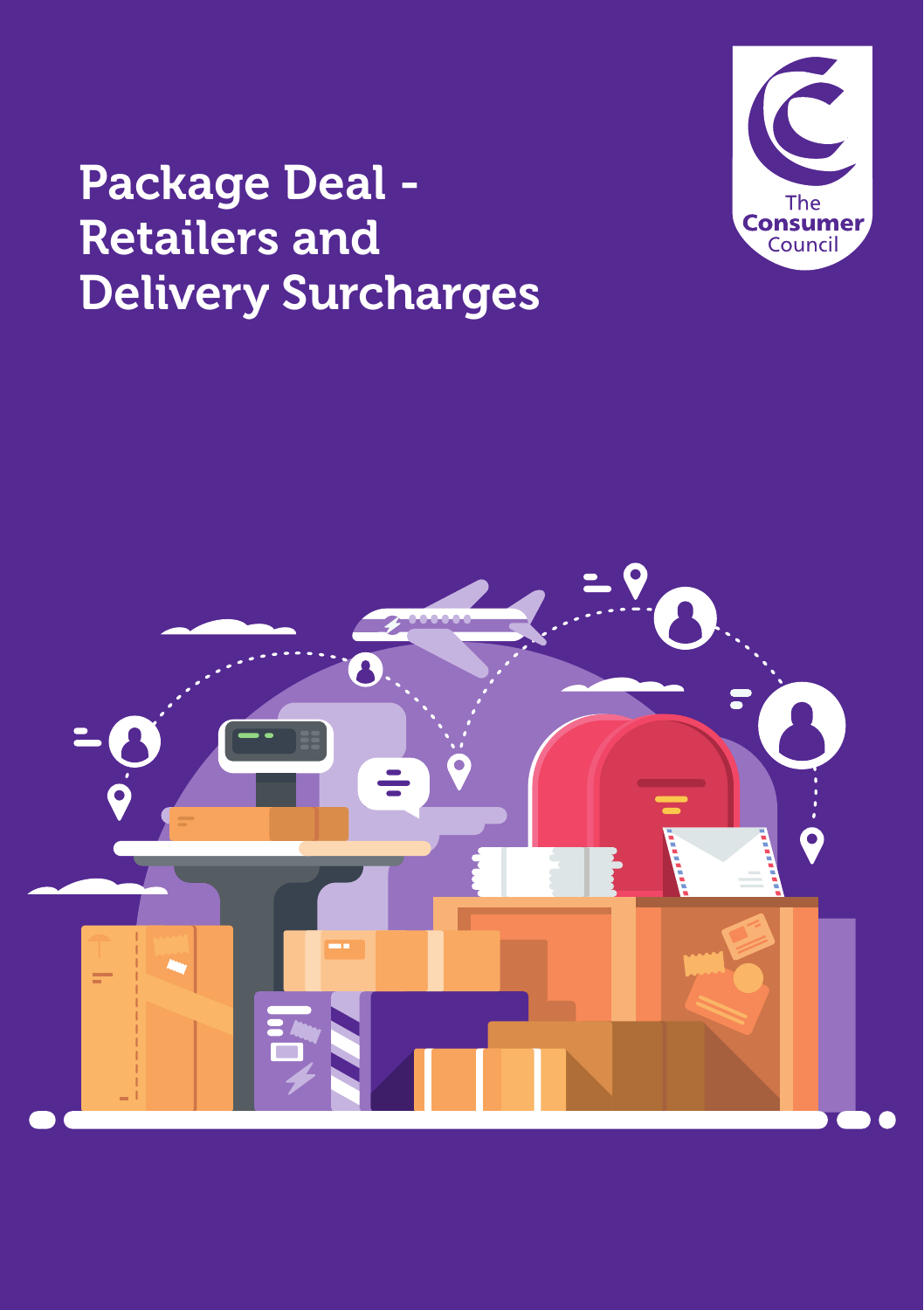# Package Deal - Retailers and Delivery Surcharges

The Consumer Council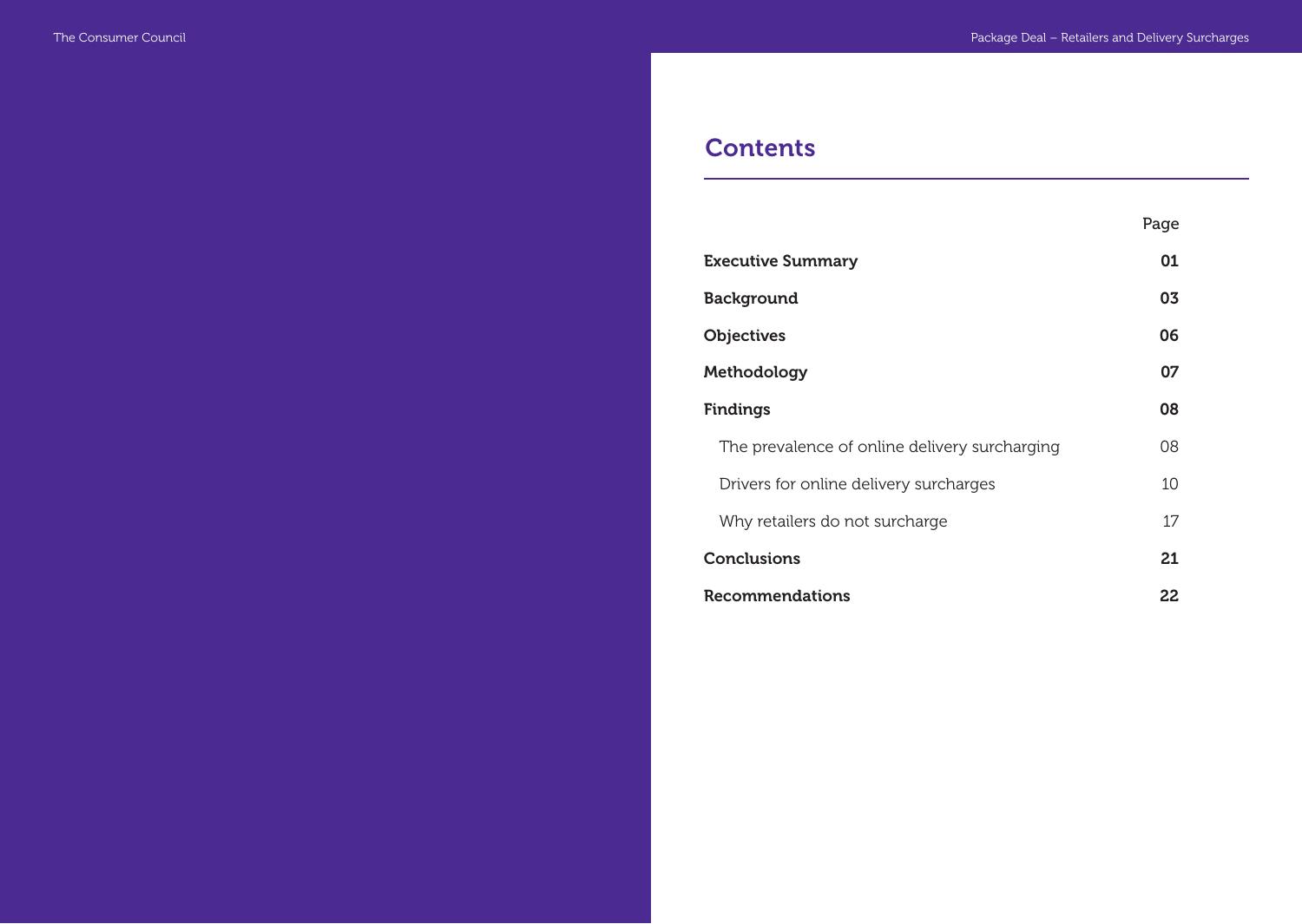## Contents

| | Page |
|---|---|
| **Executive Summary** | **01** |
| **Background** | **03** |
| **Objectives** | **06** |
| **Methodology** | **07** |
| **Findings** | **08** |
| The prevalence of online delivery surcharging | 08 |
| Drivers for online delivery surcharges | 10 |
| Why retailers do not surcharge | 17 |
| **Conclusions** | **21** |
| **Recommendations** | **22** |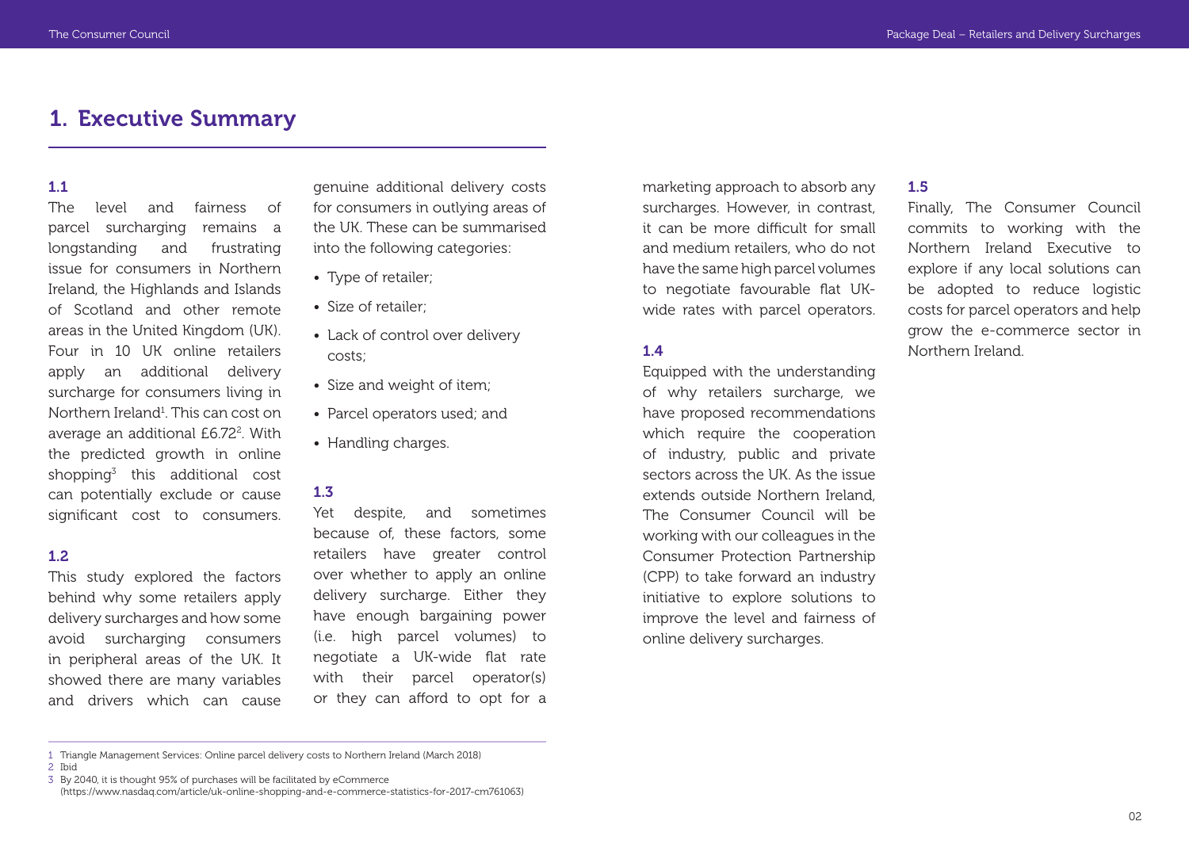# 1. Executive Summary

**1.1**

The level and fairness of parcel surcharging remains a longstanding and frustrating issue for consumers in Northern Ireland, the Highlands and Islands of Scotland and other remote areas in the United Kingdom (UK). Four in 10 UK online retailers apply an additional delivery surcharge for consumers living in Northern Ireland[1]. This can cost on average an additional £6.72[2]. With the predicted growth in online shopping[3] this additional cost can potentially exclude or cause significant cost to consumers.

**1.2**

This study explored the factors behind why some retailers apply delivery surcharges and how some avoid surcharging consumers in peripheral areas of the UK. It showed there are many variables and drivers which can cause genuine additional delivery costs for consumers in outlying areas of the UK. These can be summarised into the following categories:

- Type of retailer;
- Size of retailer;
- Lack of control over delivery costs;
- Size and weight of item;
- Parcel operators used; and
- Handling charges.

**1.3**

Yet despite, and sometimes because of, these factors, some retailers have greater control over whether to apply an online delivery surcharge. Either they have enough bargaining power (i.e. high parcel volumes) to negotiate a UK-wide flat rate with their parcel operator(s) or they can afford to opt for a marketing approach to absorb any surcharges. However, in contrast, it can be more difficult for small and medium retailers, who do not have the same high parcel volumes to negotiate favourable flat UK-wide rates with parcel operators.

**1.4**

Equipped with the understanding of why retailers surcharge, we have proposed recommendations which require the cooperation of industry, public and private sectors across the UK. As the issue extends outside Northern Ireland, The Consumer Council will be working with our colleagues in the Consumer Protection Partnership (CPP) to take forward an industry initiative to explore solutions to improve the level and fairness of online delivery surcharges.

**1.5**

Finally, The Consumer Council commits to working with the Northern Ireland Executive to explore if any local solutions can be adopted to reduce logistic costs for parcel operators and help grow the e-commerce sector in Northern Ireland.

---

1 Triangle Management Services: Online parcel delivery costs to Northern Ireland (March 2018)

2 Ibid

3 By 2040, it is thought 95% of purchases will be facilitated by eCommerce (https://www.nasdaq.com/article/uk-online-shopping-and-e-commerce-statistics-for-2017-cm761063)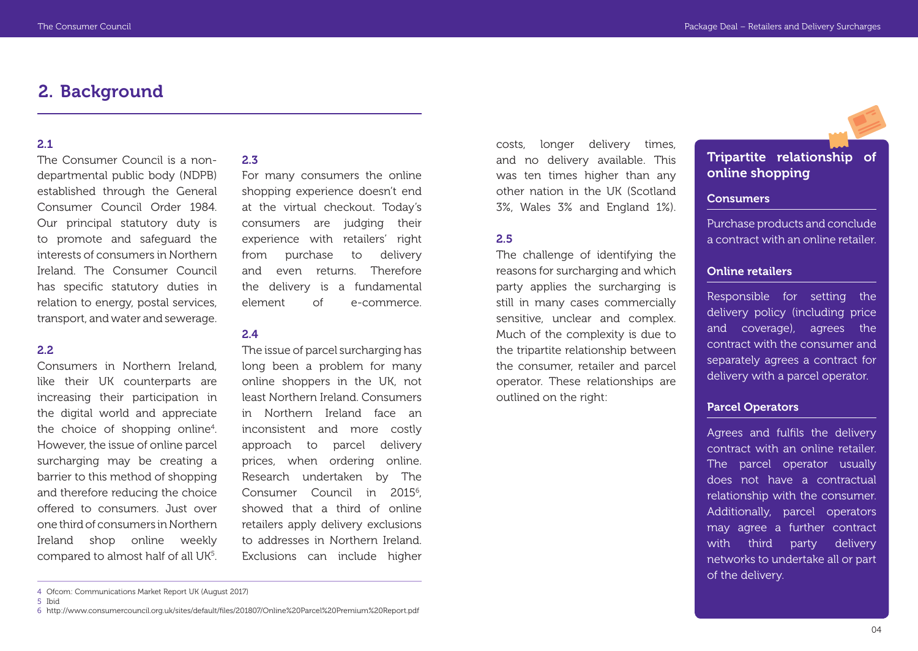## 2. Background

### 2.1

The Consumer Council is a non-departmental public body (NDPB) established through the General Consumer Council Order 1984. Our principal statutory duty is to promote and safeguard the interests of consumers in Northern Ireland. The Consumer Council has specific statutory duties in relation to energy, postal services, transport, and water and sewerage.

### 2.2

Consumers in Northern Ireland, like their UK counterparts are increasing their participation in the digital world and appreciate the choice of shopping online[4]. However, the issue of online parcel surcharging may be creating a barrier to this method of shopping and therefore reducing the choice offered to consumers. Just over one third of consumers in Northern Ireland shop online weekly compared to almost half of all UK[5].

### 2.3

For many consumers the online shopping experience doesn't end at the virtual checkout. Today's consumers are judging their experience with retailers' right from purchase to delivery and even returns. Therefore the delivery is a fundamental element of e-commerce.

### 2.4

The issue of parcel surcharging has long been a problem for many online shoppers in the UK, not least Northern Ireland. Consumers in Northern Ireland face an inconsistent and more costly approach to parcel delivery prices, when ordering online. Research undertaken by The Consumer Council in 2015[6], showed that a third of online retailers apply delivery exclusions to addresses in Northern Ireland. Exclusions can include higher costs, longer delivery times, and no delivery available. This was ten times higher than any other nation in the UK (Scotland 3%, Wales 3% and England 1%).

### 2.5

The challenge of identifying the reasons for surcharging and which party applies the surcharging is still in many cases commercially sensitive, unclear and complex. Much of the complexity is due to the tripartite relationship between the consumer, retailer and parcel operator. These relationships are outlined on the right:

### Tripartite relationship of online shopping

**Consumers**

Purchase products and conclude a contract with an online retailer.

**Online retailers**

Responsible for setting the delivery policy (including price and coverage), agrees the contract with the consumer and separately agrees a contract for delivery with a parcel operator.

**Parcel Operators**

Agrees and fulfils the delivery contract with an online retailer. The parcel operator usually does not have a contractual relationship with the consumer. Additionally, parcel operators may agree a further contract with third party delivery networks to undertake all or part of the delivery.

---

4 Ofcom: Communications Market Report UK (August 2017)

5 Ibid

6 http://www.consumercouncil.org.uk/sites/default/files/201807/Online%20Parcel%20Premium%20Report.pdf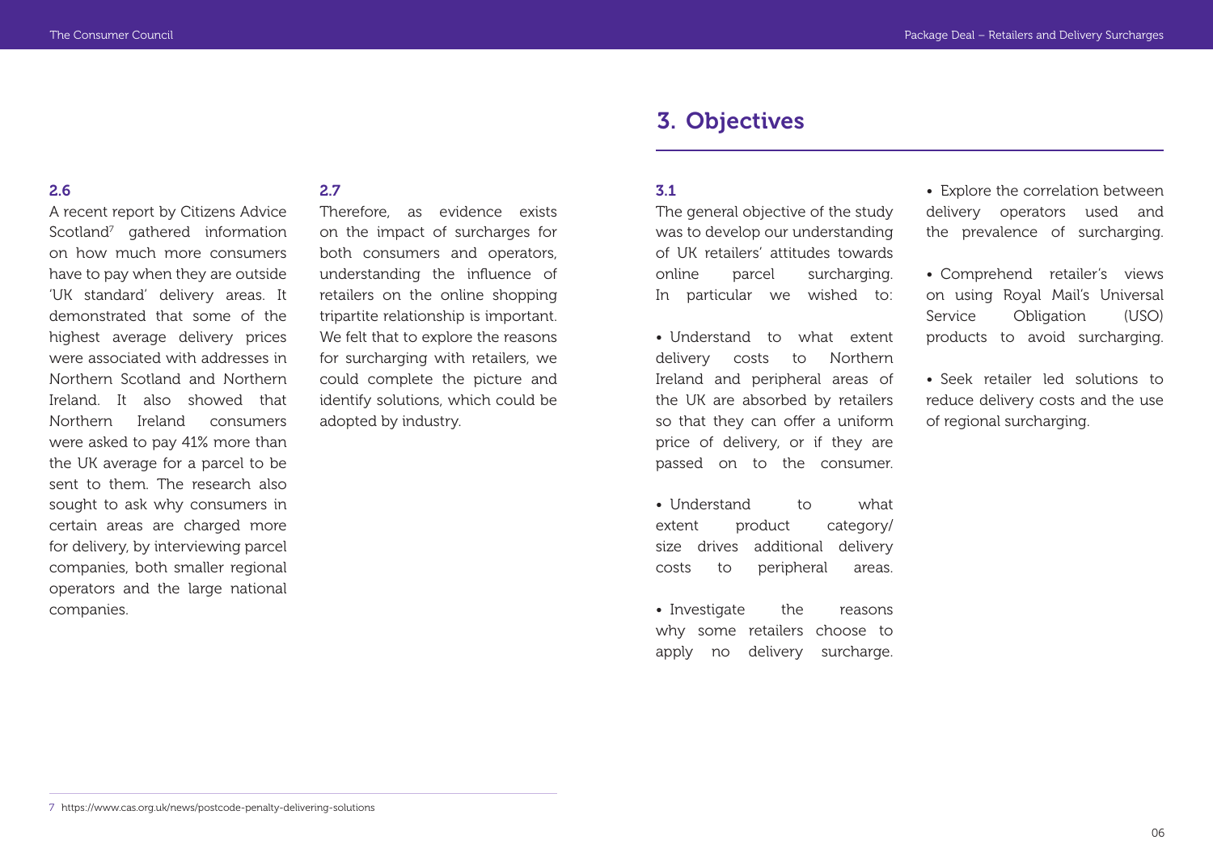**2.6**

A recent report by Citizens Advice Scotland[7] gathered information on how much more consumers have to pay when they are outside 'UK standard' delivery areas. It demonstrated that some of the highest average delivery prices were associated with addresses in Northern Scotland and Northern Ireland. It also showed that Northern Ireland consumers were asked to pay 41% more than the UK average for a parcel to be sent to them. The research also sought to ask why consumers in certain areas are charged more for delivery, by interviewing parcel companies, both smaller regional operators and the large national companies.

**2.7**

Therefore, as evidence exists on the impact of surcharges for both consumers and operators, understanding the influence of retailers on the online shopping tripartite relationship is important. We felt that to explore the reasons for surcharging with retailers, we could complete the picture and identify solutions, which could be adopted by industry.

## 3. Objectives

**3.1**

The general objective of the study was to develop our understanding of UK retailers' attitudes towards online parcel surcharging. In particular we wished to:

- Understand to what extent delivery costs to Northern Ireland and peripheral areas of the UK are absorbed by retailers so that they can offer a uniform price of delivery, or if they are passed on to the consumer.
- Understand to what extent product category/size drives additional delivery costs to peripheral areas.
- Investigate the reasons why some retailers choose to apply no delivery surcharge.
- Explore the correlation between delivery operators used and the prevalence of surcharging.
- Comprehend retailer's views on using Royal Mail's Universal Service Obligation (USO) products to avoid surcharging.
- Seek retailer led solutions to reduce delivery costs and the use of regional surcharging.

---

7 https://www.cas.org.uk/news/postcode-penalty-delivering-solutions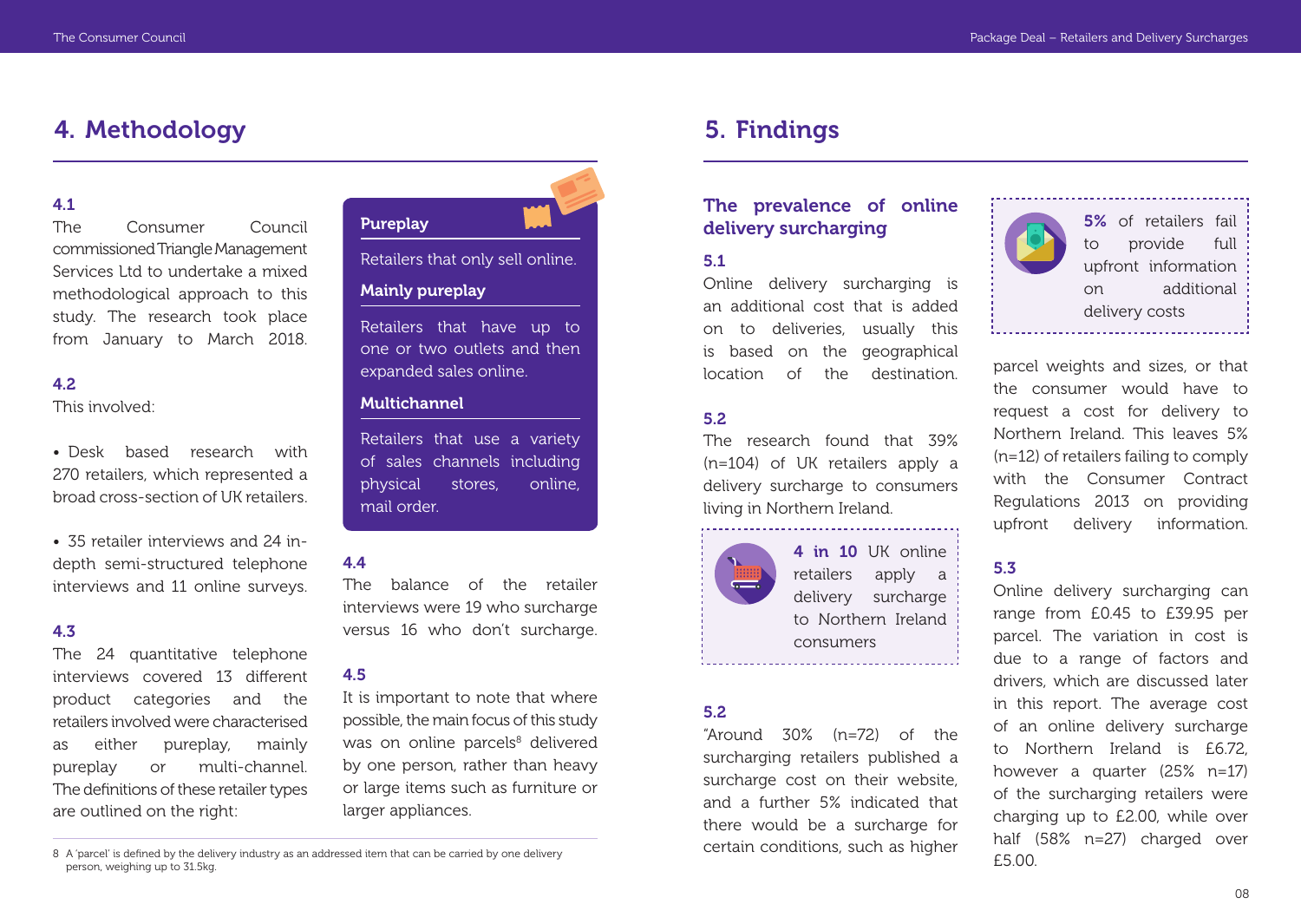## 4. Methodology

**4.1**
The Consumer Council commissioned Triangle Management Services Ltd to undertake a mixed methodological approach to this study. The research took place from January to March 2018.

**4.2**
This involved:

- Desk based research with 270 retailers, which represented a broad cross-section of UK retailers.
- 35 retailer interviews and 24 in-depth semi-structured telephone interviews and 11 online surveys.

**4.3**
The 24 quantitative telephone interviews covered 13 different product categories and the retailers involved were characterised as either pureplay, mainly pureplay or multi-channel. The definitions of these retailer types are outlined on the right:

**Pureplay**

Retailers that only sell online.

**Mainly pureplay**

Retailers that have up to one or two outlets and then expanded sales online.

**Multichannel**

Retailers that use a variety of sales channels including physical stores, online, mail order.

**4.4**
The balance of the retailer interviews were 19 who surcharge versus 16 who don't surcharge.

**4.5**
It is important to note that where possible, the main focus of this study was on online parcels[8] delivered by one person, rather than heavy or large items such as furniture or larger appliances.

8 A 'parcel' is defined by the delivery industry as an addressed item that can be carried by one delivery person, weighing up to 31.5kg.

## 5. Findings

### The prevalence of online delivery surcharging

**5.1**
Online delivery surcharging is an additional cost that is added on to deliveries, usually this is based on the geographical location of the destination.

**5.2**
The research found that 39% (n=104) of UK retailers apply a delivery surcharge to consumers living in Northern Ireland.

**4 in 10** UK online retailers apply a delivery surcharge to Northern Ireland consumers

**5.2**
"Around 30% (n=72) of the surcharging retailers published a surcharge cost on their website, and a further 5% indicated that there would be a surcharge for certain conditions, such as higher parcel weights and sizes, or that the consumer would have to request a cost for delivery to Northern Ireland. This leaves 5% (n=12) of retailers failing to comply with the Consumer Contract Regulations 2013 on providing upfront delivery information.

**5%** of retailers fail to provide full upfront information on additional delivery costs

**5.3**
Online delivery surcharging can range from £0.45 to £39.95 per parcel. The variation in cost is due to a range of factors and drivers, which are discussed later in this report. The average cost of an online delivery surcharge to Northern Ireland is £6.72, however a quarter (25% n=17) of the surcharging retailers were charging up to £2.00, while over half (58% n=27) charged over £5.00.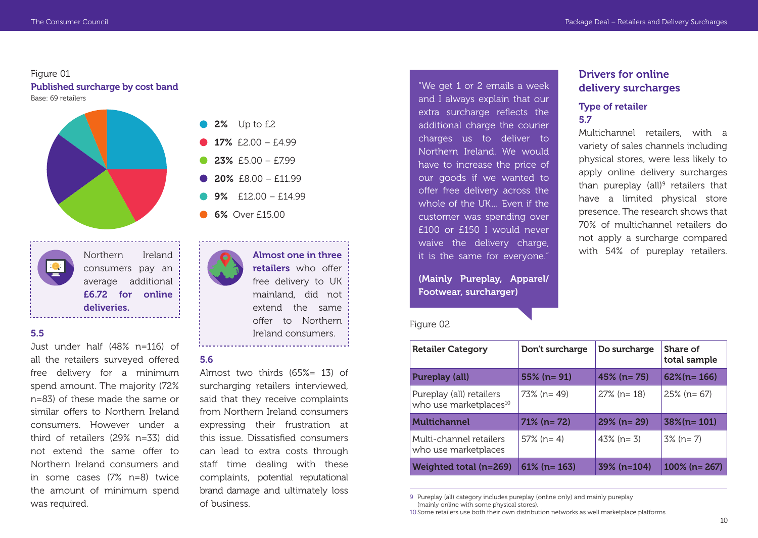Figure 01

**Published surcharge by cost band**

Base: 69 retailers

- **2%** Up to £2
- **17%** £2.00 – £4.99
- **23%** £5.00 – £7.99
- **20%** £8.00 – £11.99
- **9%** £12.00 – £14.99
- **6%** Over £15.00

Northern Ireland consumers pay an average additional **£6.72 for online deliveries.**

**Almost one in three retailers** who offer free delivery to UK mainland, did not extend the same offer to Northern Ireland consumers.

**5.5**

Just under half (48% n=116) of all the retailers surveyed offered free delivery for a minimum spend amount. The majority (72% n=83) of these made the same or similar offers to Northern Ireland consumers. However under a third of retailers (29% n=33) did not extend the same offer to Northern Ireland consumers and in some cases (7% n=8) twice the amount of minimum spend was required.

**5.6**

Almost two thirds (65%= 13) of surcharging retailers interviewed, said that they receive complaints from Northern Ireland consumers expressing their frustration at this issue. Dissatisfied consumers can lead to extra costs through staff time dealing with these complaints, potential reputational brand damage and ultimately loss of business.

"We get 1 or 2 emails a week and I always explain that our extra surcharge reflects the additional charge the courier charges us to deliver to Northern Ireland. We would have to increase the price of our goods if we wanted to offer free delivery across the whole of the UK... Even if the customer was spending over £100 or £150 I would never waive the delivery charge, it is the same for everyone."

**(Mainly Pureplay, Apparel/ Footwear, surcharger)**

Figure 02

| Retailer Category | Don't surcharge | Do surcharge | Share of total sample |
|---|---|---|---|
| **Pureplay (all)** | **55% (n= 91)** | **45% (n= 75)** | **62%(n= 166)** |
| Pureplay (all) retailers who use marketplaces[10] | 73% (n= 49) | 27% (n= 18) | 25% (n= 67) |
| **Multichannel** | **71% (n= 72)** | **29% (n= 29)** | **38%(n= 101)** |
| Multi-channel retailers who use marketplaces | 57% (n= 4) | 43% (n= 3) | 3% (n= 7) |
| **Weighted total (n=269)** | **61% (n= 163)** | **39% (n=104)** | **100% (n= 267)** |

## Drivers for online delivery surcharges

### Type of retailer

**5.7**

Multichannel retailers, with a variety of sales channels including physical stores, were less likely to apply online delivery surcharges than pureplay (all)[9] retailers that have a limited physical store presence. The research shows that 70% of multichannel retailers do not apply a surcharge compared with 54% of pureplay retailers.

9 Pureplay (all) category includes pureplay (online only) and mainly pureplay (mainly online with some physical stores).

10 Some retailers use both their own distribution networks as well marketplace platforms.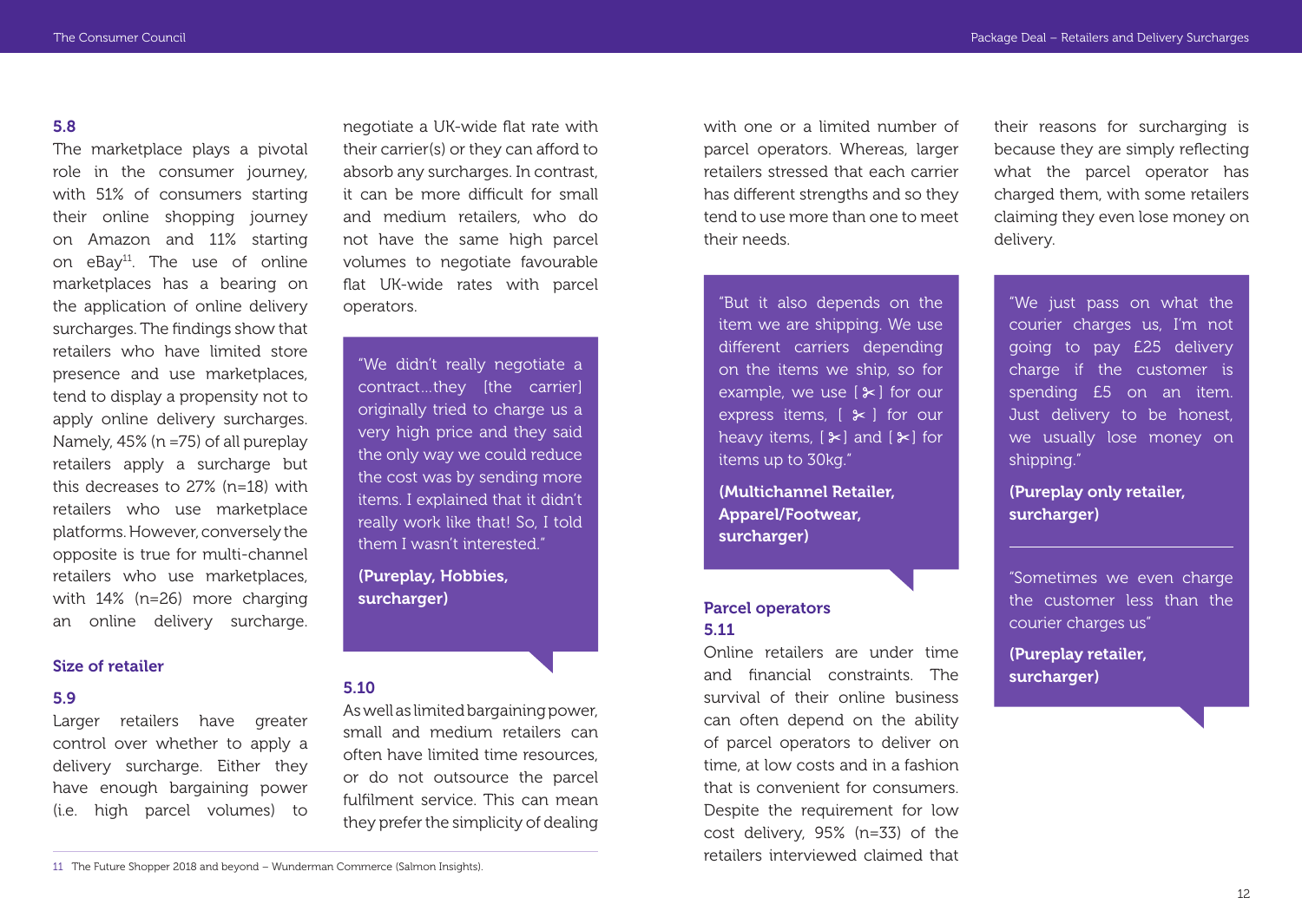**5.8**

The marketplace plays a pivotal role in the consumer journey, with 51% of consumers starting their online shopping journey on Amazon and 11% starting on eBay[11]. The use of online marketplaces has a bearing on the application of online delivery surcharges. The findings show that retailers who have limited store presence and use marketplaces, tend to display a propensity not to apply online delivery surcharges. Namely, 45% (n =75) of all pureplay retailers apply a surcharge but this decreases to 27% (n=18) with retailers who use marketplace platforms. However, conversely the opposite is true for multi-channel retailers who use marketplaces, with 14% (n=26) more charging an online delivery surcharge.

### Size of retailer

**5.9**

Larger retailers have greater control over whether to apply a delivery surcharge. Either they have enough bargaining power (i.e. high parcel volumes) to negotiate a UK-wide flat rate with their carrier(s) or they can afford to absorb any surcharges. In contrast, it can be more difficult for small and medium retailers, who do not have the same high parcel volumes to negotiate favourable flat UK-wide rates with parcel operators.

> "We didn't really negotiate a contract…they [the carrier] originally tried to charge us a very high price and they said the only way we could reduce the cost was by sending more items. I explained that it didn't really work like that! So, I told them I wasn't interested."
>
> **(Pureplay, Hobbies, surcharger)**

**5.10**

As well as limited bargaining power, small and medium retailers can often have limited time resources, or do not outsource the parcel fulfilment service. This can mean they prefer the simplicity of dealing with one or a limited number of parcel operators. Whereas, larger retailers stressed that each carrier has different strengths and so they tend to use more than one to meet their needs.

> "But it also depends on the item we are shipping. We use different carriers depending on the items we ship, so for example, we use [✂] for our express items, [✂] for our heavy items, [✂] and [✂] for items up to 30kg."
>
> **(Multichannel Retailer, Apparel/Footwear, surcharger)**

### Parcel operators

**5.11**

Online retailers are under time and financial constraints. The survival of their online business can often depend on the ability of parcel operators to deliver on time, at low costs and in a fashion that is convenient for consumers. Despite the requirement for low cost delivery, 95% (n=33) of the retailers interviewed claimed that their reasons for surcharging is because they are simply reflecting what the parcel operator has charged them, with some retailers claiming they even lose money on delivery.

> "We just pass on what the courier charges us, I'm not going to pay £25 delivery charge if the customer is spending £5 on an item. Just delivery to be honest, we usually lose money on shipping."
>
> **(Pureplay only retailer, surcharger)**

> "Sometimes we even charge the customer less than the courier charges us"
>
> **(Pureplay retailer, surcharger)**

---

[11] The Future Shopper 2018 and beyond – Wunderman Commerce (Salmon Insights).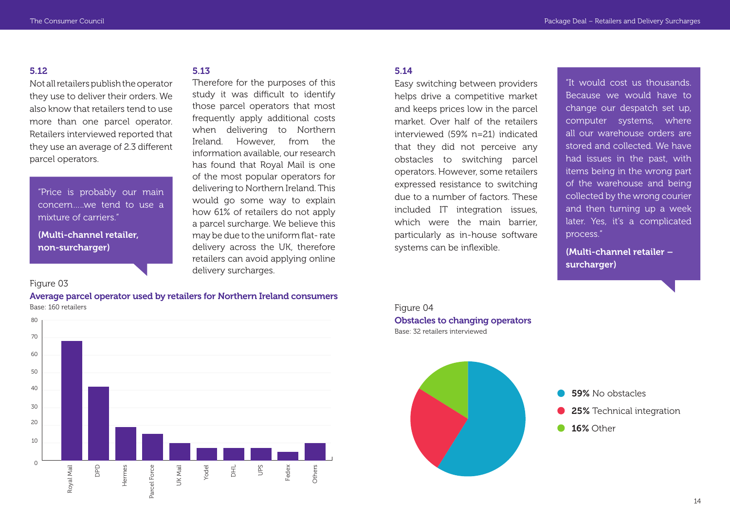### 5.12

Not all retailers publish the operator they use to deliver their orders. We also know that retailers tend to use more than one parcel operator. Retailers interviewed reported that they use an average of 2.3 different parcel operators.

> "Price is probably our main concern.....we tend to use a mixture of carriers."
>
> **(Multi-channel retailer, non-surcharger)**

### 5.13

Therefore for the purposes of this study it was difficult to identify those parcel operators that most frequently apply additional costs when delivering to Northern Ireland. However, from the information available, our research has found that Royal Mail is one of the most popular operators for delivering to Northern Ireland. This would go some way to explain how 61% of retailers do not apply a parcel surcharge. We believe this may be due to the uniform flat- rate delivery across the UK, therefore retailers can avoid applying online delivery surcharges.

Figure 03

**Average parcel operator used by retailers for Northern Ireland consumers**

Base: 160 retailers

| Operator | Value |
|---|---|
| Royal Mail | 68 |
| DPD | 42 |
| Hermes | 19 |
| Parcel Force | 15 |
| UK Mail | 10 |
| Yodel | 7 |
| DHL | 7 |
| UPS | 7 |
| Fedex | 5 |
| Others | 10 |

### 5.14

Easy switching between providers helps drive a competitive market and keeps prices low in the parcel market. Over half of the retailers interviewed (59% n=21) indicated that they did not perceive any obstacles to switching parcel operators. However, some retailers expressed resistance to switching due to a number of factors. These included IT integration issues, which were the main barrier, particularly as in-house software systems can be inflexible.

> "It would cost us thousands. Because we would have to change our despatch set up, computer systems, where all our warehouse orders are stored and collected. We have had issues in the past, with items being in the wrong part of the warehouse and being collected by the wrong courier and then turning up a week later. Yes, it's a complicated process."
>
> **(Multi-channel retailer – surcharger)**

Figure 04

**Obstacles to changing operators**

Base: 32 retailers interviewed

- **59%** No obstacles
- **25%** Technical integration
- **16%** Other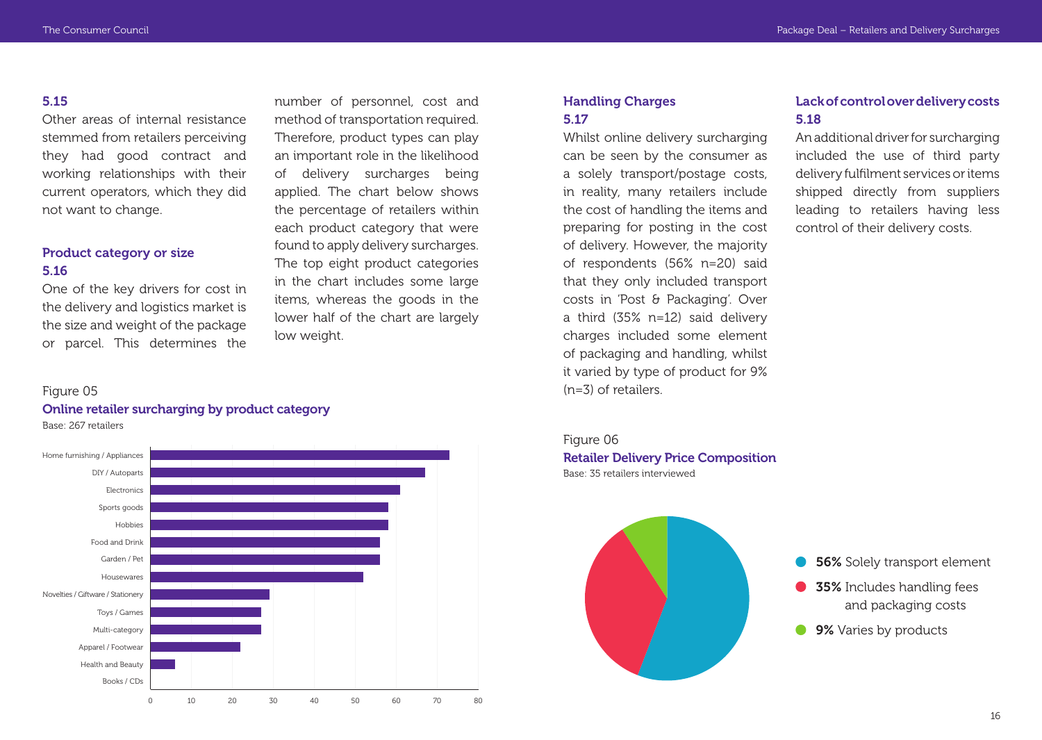### 5.15

Other areas of internal resistance stemmed from retailers perceiving they had good contract and working relationships with their current operators, which they did not want to change.

### Product category or size

### 5.16

One of the key drivers for cost in the delivery and logistics market is the size and weight of the package or parcel. This determines the number of personnel, cost and method of transportation required. Therefore, product types can play an important role in the likelihood of delivery surcharges being applied. The chart below shows the percentage of retailers within each product category that were found to apply delivery surcharges. The top eight product categories in the chart includes some large items, whereas the goods in the lower half of the chart are largely low weight.

Figure 05

**Online retailer surcharging by product category**

Base: 267 retailers

| Product category | Approx. % |
|---|---|
| Home furnishing / Appliances | 73 |
| DIY / Autoparts | 67 |
| Electronics | 61 |
| Sports goods | 58 |
| Hobbies | 58 |
| Food and Drink | 56 |
| Garden / Pet | 56 |
| Housewares | 52 |
| Novelties / Giftware / Stationery | 29 |
| Toys / Games | 27 |
| Multi-category | 27 |
| Apparel / Footwear | 22 |
| Health and Beauty | 6 |
| Books / CDs | 0 |

### Handling Charges

### 5.17

Whilst online delivery surcharging can be seen by the consumer as a solely transport/postage costs, in reality, many retailers include the cost of handling the items and preparing for posting in the cost of delivery. However, the majority of respondents (56% n=20) said that they only included transport costs in 'Post & Packaging'. Over a third (35% n=12) said delivery charges included some element of packaging and handling, whilst it varied by type of product for 9% (n=3) of retailers.

Figure 06

**Retailer Delivery Price Composition**

Base: 35 retailers interviewed

- **56%** Solely transport element
- **35%** Includes handling fees and packaging costs
- **9%** Varies by products

### Lack of control over delivery costs

### 5.18

An additional driver for surcharging included the use of third party delivery fulfilment services or items shipped directly from suppliers leading to retailers having less control of their delivery costs.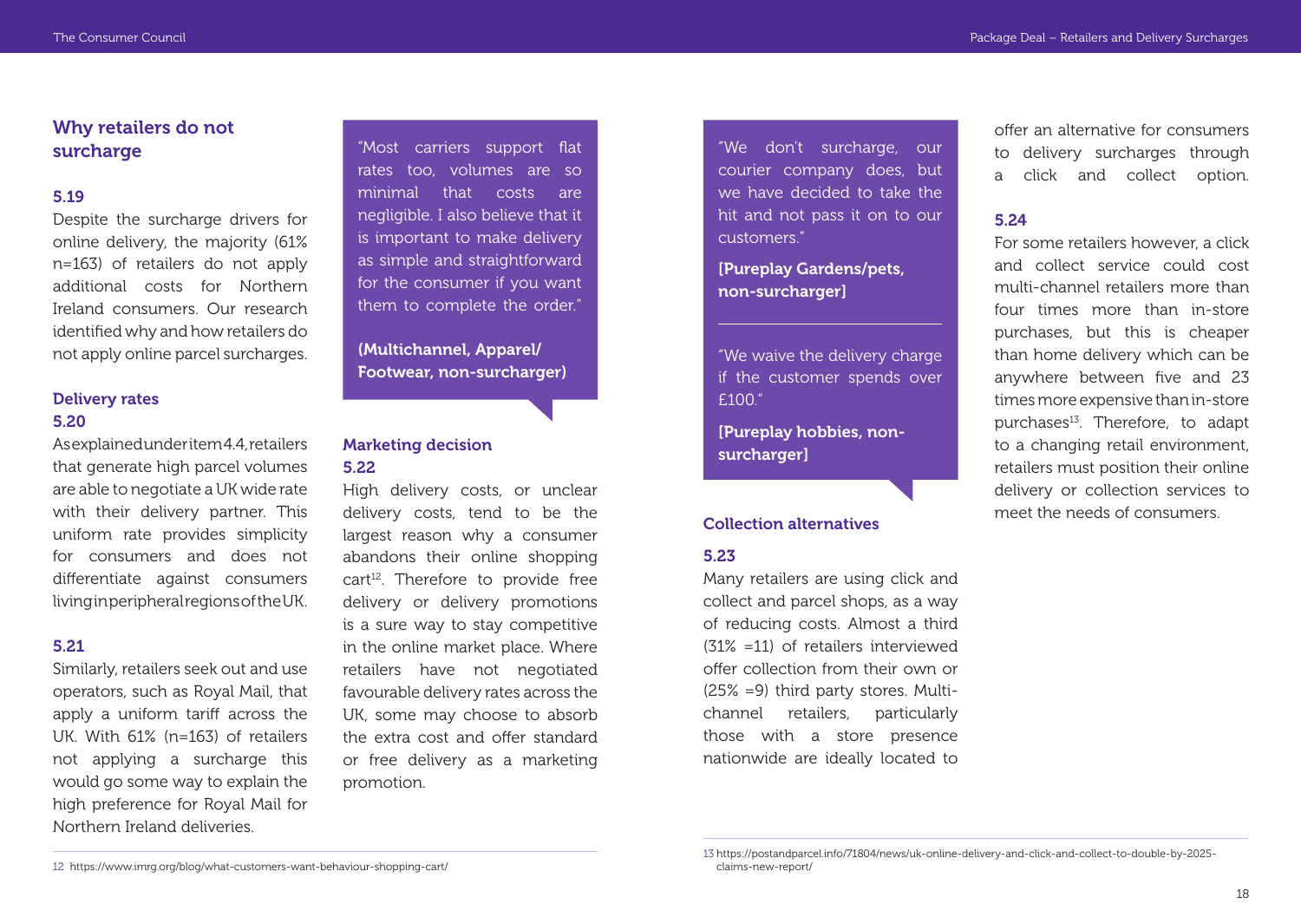## Why retailers do not surcharge

**5.19**

Despite the surcharge drivers for online delivery, the majority (61% n=163) of retailers do not apply additional costs for Northern Ireland consumers. Our research identified why and how retailers do not apply online parcel surcharges.

### Delivery rates

**5.20**

As explained under item 4.4, retailers that generate high parcel volumes are able to negotiate a UK wide rate with their delivery partner. This uniform rate provides simplicity for consumers and does not differentiate against consumers living in peripheral regions of the UK.

**5.21**

Similarly, retailers seek out and use operators, such as Royal Mail, that apply a uniform tariff across the UK. With 61% (n=163) of retailers not applying a surcharge this would go some way to explain the high preference for Royal Mail for Northern Ireland deliveries.

> "Most carriers support flat rates too, volumes are so minimal that costs are negligible. I also believe that it is important to make delivery as simple and straightforward for the consumer if you want them to complete the order."
>
> **(Multichannel, Apparel/ Footwear, non-surcharger)**

### Marketing decision

**5.22**

High delivery costs, or unclear delivery costs, tend to be the largest reason why a consumer abandons their online shopping cart[12]. Therefore to provide free delivery or delivery promotions is a sure way to stay competitive in the online market place. Where retailers have not negotiated favourable delivery rates across the UK, some may choose to absorb the extra cost and offer standard or free delivery as a marketing promotion.

> "We don't surcharge, our courier company does, but we have decided to take the hit and not pass it on to our customers."
>
> **[Pureplay Gardens/pets, non-surcharger]**

> "We waive the delivery charge if the customer spends over £100."
>
> **[Pureplay hobbies, non-surcharger]**

### Collection alternatives

**5.23**

Many retailers are using click and collect and parcel shops, as a way of reducing costs. Almost a third (31% =11) of retailers interviewed offer collection from their own or (25% =9) third party stores. Multi-channel retailers, particularly those with a store presence nationwide are ideally located to offer an alternative for consumers to delivery surcharges through a click and collect option.

**5.24**

For some retailers however, a click and collect service could cost multi-channel retailers more than four times more than in-store purchases, but this is cheaper than home delivery which can be anywhere between five and 23 times more expensive than in-store purchases[13]. Therefore, to adapt to a changing retail environment, retailers must position their online delivery or collection services to meet the needs of consumers.

---

12 https://www.imrg.org/blog/what-customers-want-behaviour-shopping-cart/

13 https://postandparcel.info/71804/news/uk-online-delivery-and-click-and-collect-to-double-by-2025-claims-new-report/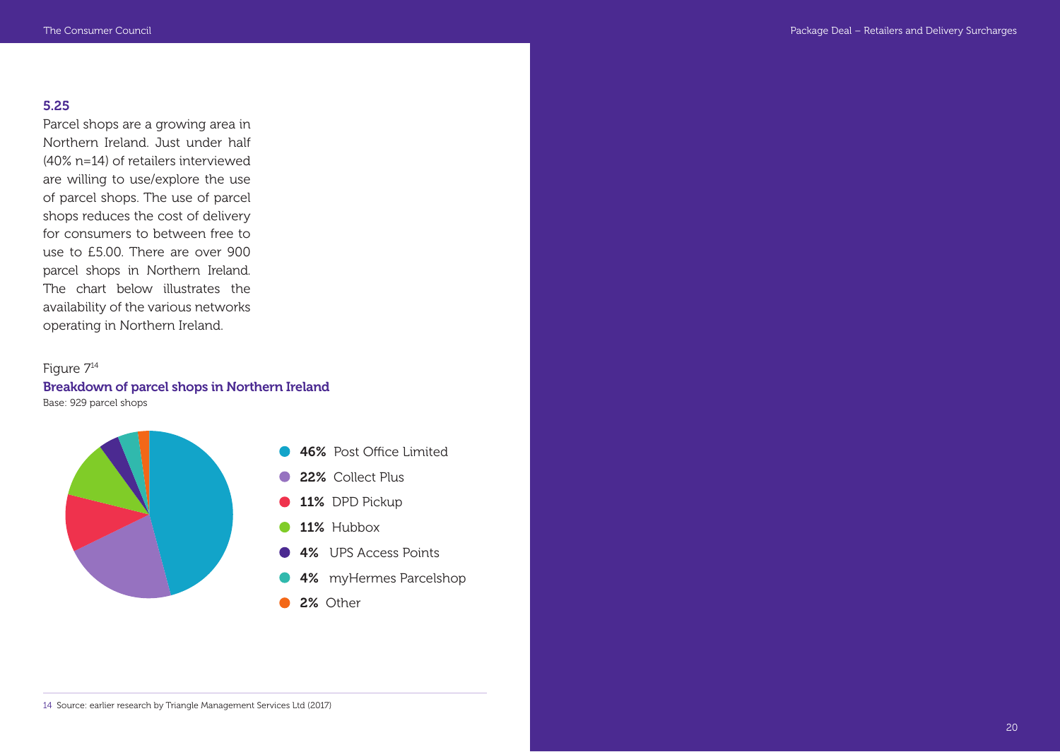### 5.25

Parcel shops are a growing area in Northern Ireland. Just under half (40% n=14) of retailers interviewed are willing to use/explore the use of parcel shops. The use of parcel shops reduces the cost of delivery for consumers to between free to use to £5.00. There are over 900 parcel shops in Northern Ireland. The chart below illustrates the availability of the various networks operating in Northern Ireland.

Figure 7[14]

**Breakdown of parcel shops in Northern Ireland**

Base: 929 parcel shops

- **46%** Post Office Limited
- **22%** Collect Plus
- **11%** DPD Pickup
- **11%** Hubbox
- **4%** UPS Access Points
- **4%** myHermes Parcelshop
- **2%** Other

14 Source: earlier research by Triangle Management Services Ltd (2017)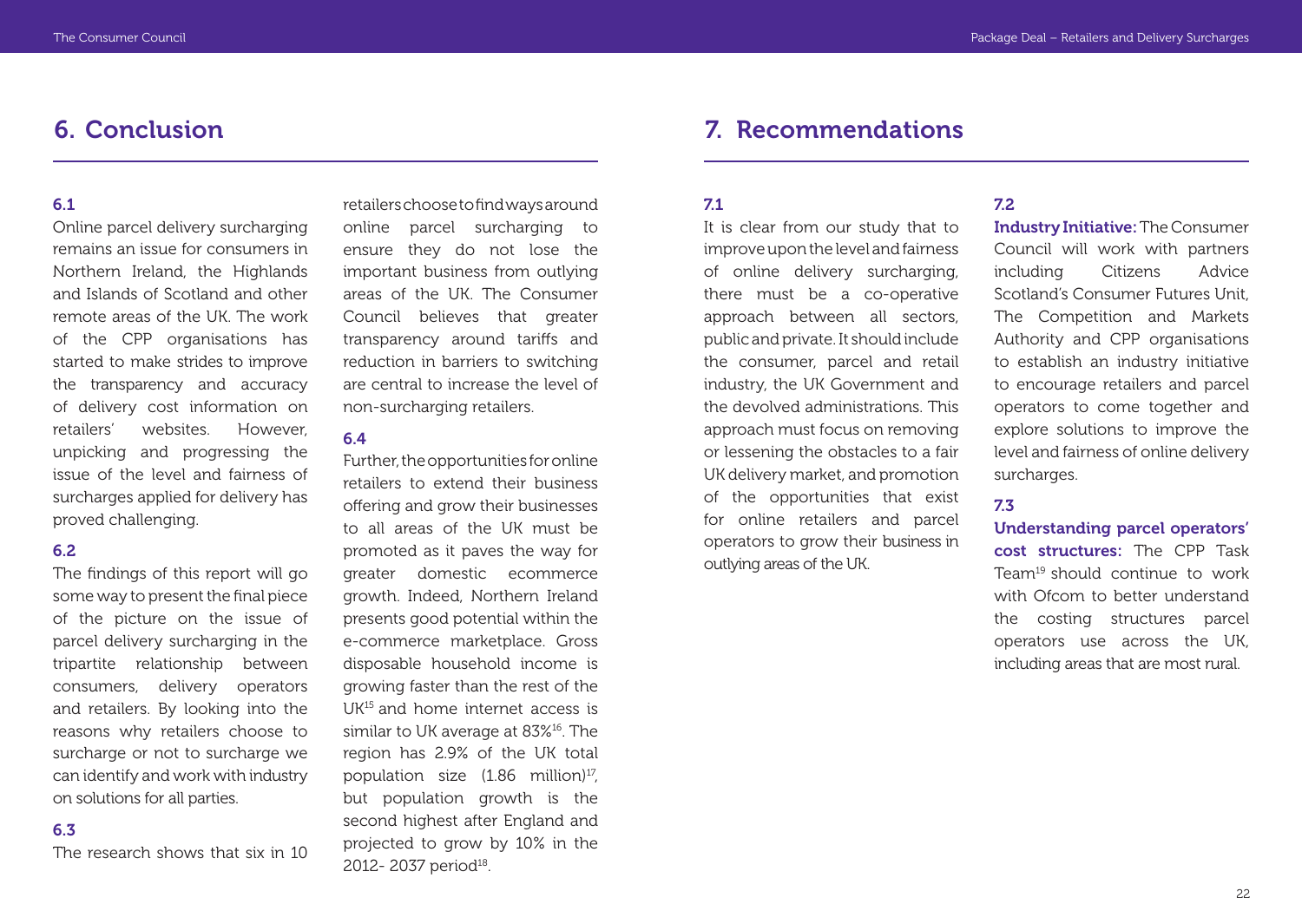## 6. Conclusion

### 6.1

Online parcel delivery surcharging remains an issue for consumers in Northern Ireland, the Highlands and Islands of Scotland and other remote areas of the UK. The work of the CPP organisations has started to make strides to improve the transparency and accuracy of delivery cost information on retailers' websites. However, unpicking and progressing the issue of the level and fairness of surcharges applied for delivery has proved challenging.

### 6.2

The findings of this report will go some way to present the final piece of the picture on the issue of parcel delivery surcharging in the tripartite relationship between consumers, delivery operators and retailers. By looking into the reasons why retailers choose to surcharge or not to surcharge we can identify and work with industry on solutions for all parties.

### 6.3

The research shows that six in 10 retailers choose to find ways around online parcel surcharging to ensure they do not lose the important business from outlying areas of the UK. The Consumer Council believes that greater transparency around tariffs and reduction in barriers to switching are central to increase the level of non-surcharging retailers.

### 6.4

Further, the opportunities for online retailers to extend their business offering and grow their businesses to all areas of the UK must be promoted as it paves the way for greater domestic ecommerce growth. Indeed, Northern Ireland presents good potential within the e-commerce marketplace. Gross disposable household income is growing faster than the rest of the UK[15] and home internet access is similar to UK average at 83%[16]. The region has 2.9% of the UK total population size (1.86 million)[17], but population growth is the second highest after England and projected to grow by 10% in the 2012- 2037 period[18].

## 7. Recommendations

### 7.1

It is clear from our study that to improve upon the level and fairness of online delivery surcharging, there must be a co-operative approach between all sectors, public and private. It should include the consumer, parcel and retail industry, the UK Government and the devolved administrations. This approach must focus on removing or lessening the obstacles to a fair UK delivery market, and promotion of the opportunities that exist for online retailers and parcel operators to grow their business in outlying areas of the UK.

### 7.2

**Industry Initiative:** The Consumer Council will work with partners including Citizens Advice Scotland's Consumer Futures Unit, The Competition and Markets Authority and CPP organisations to establish an industry initiative to encourage retailers and parcel operators to come together and explore solutions to improve the level and fairness of online delivery surcharges.

### 7.3

**Understanding parcel operators' cost structures:** The CPP Task Team[19] should continue to work with Ofcom to better understand the costing structures parcel operators use across the UK, including areas that are most rural.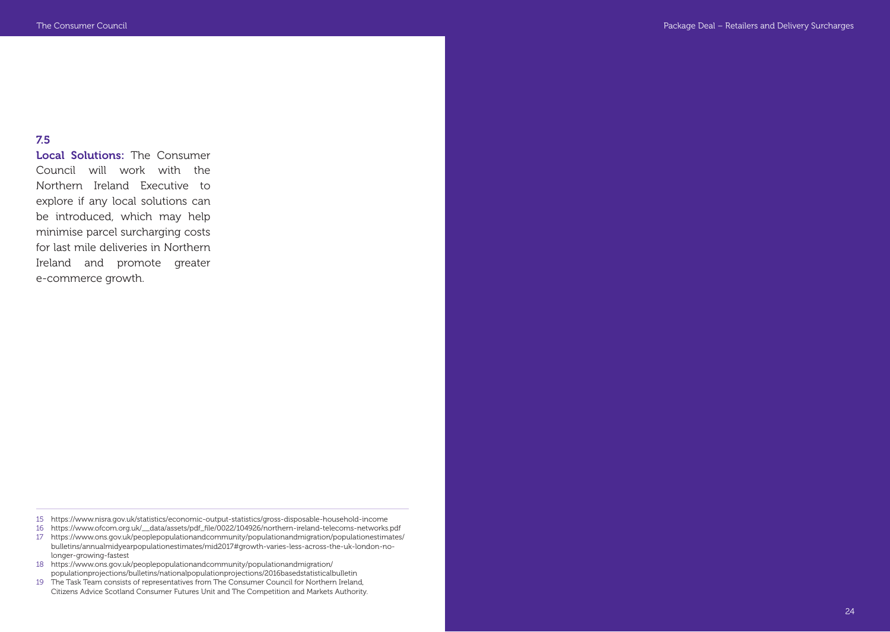### 7.5

**Local Solutions:** The Consumer Council will work with the Northern Ireland Executive to explore if any local solutions can be introduced, which may help minimise parcel surcharging costs for last mile deliveries in Northern Ireland and promote greater e-commerce growth.

---

15 https://www.nisra.gov.uk/statistics/economic-output-statistics/gross-disposable-household-income

16 https://www.ofcom.org.uk/__data/assets/pdf_file/0022/104926/northern-ireland-telecoms-networks.pdf

17 https://www.ons.gov.uk/peoplepopulationandcommunity/populationandmigration/populationestimates/bulletins/annualmidyearpopulationestimates/mid2017#growth-varies-less-across-the-uk-london-no-longer-growing-fastest

18 https://www.ons.gov.uk/peoplepopulationandcommunity/populationandmigration/populationprojections/bulletins/nationalpopulationprojections/2016basedstatisticalbulletin

19 The Task Team consists of representatives from The Consumer Council for Northern Ireland, Citizens Advice Scotland Consumer Futures Unit and The Competition and Markets Authority.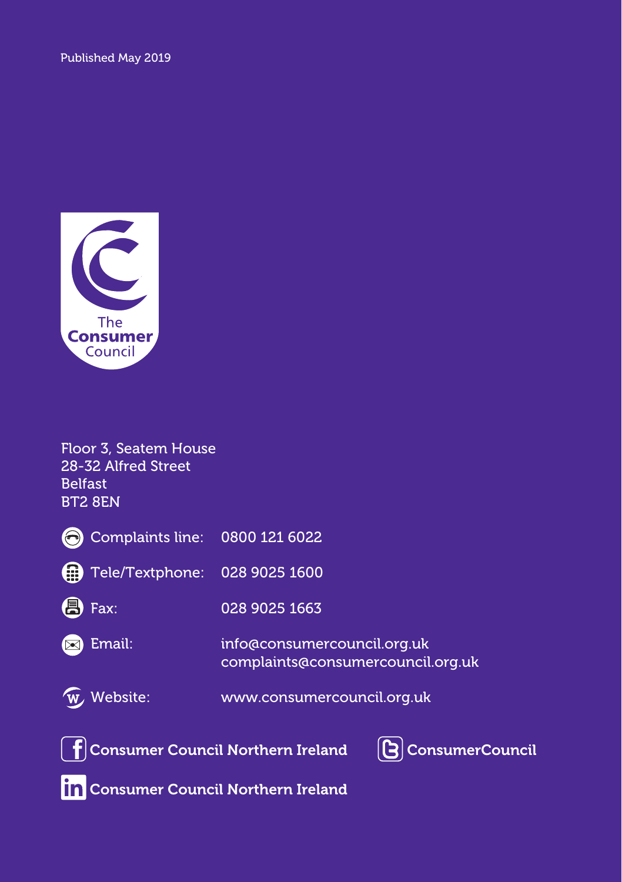Published May 2019

The **Consumer** Council

Floor 3, Seatem House
28-32 Alfred Street
Belfast
BT2 8EN

| | |
|---|---|
| Complaints line: | 0800 121 6022 |
| Tele/Textphone: | 028 9025 1600 |
| Fax: | 028 9025 1663 |
| Email: | info@consumercouncil.org.uk<br>complaints@consumercouncil.org.uk |
| Website: | www.consumercouncil.org.uk |

**Consumer Council Northern Ireland**

**ConsumerCouncil**

**Consumer Council Northern Ireland**